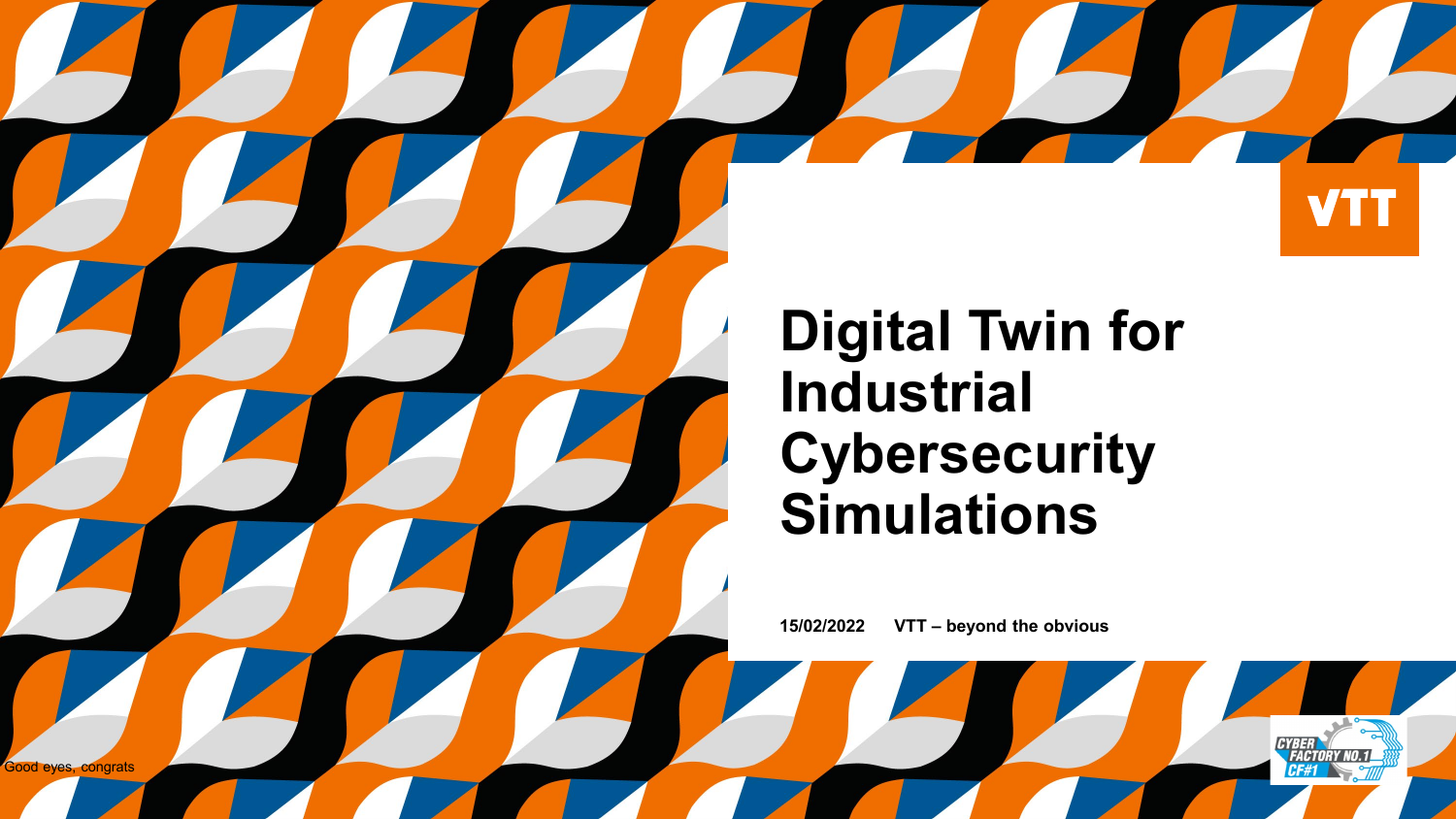# Digital Twin for Industrial Cybersecurity Simulations

**15/02/2022 VTT – beyond the obvious**

Good eyes, congrats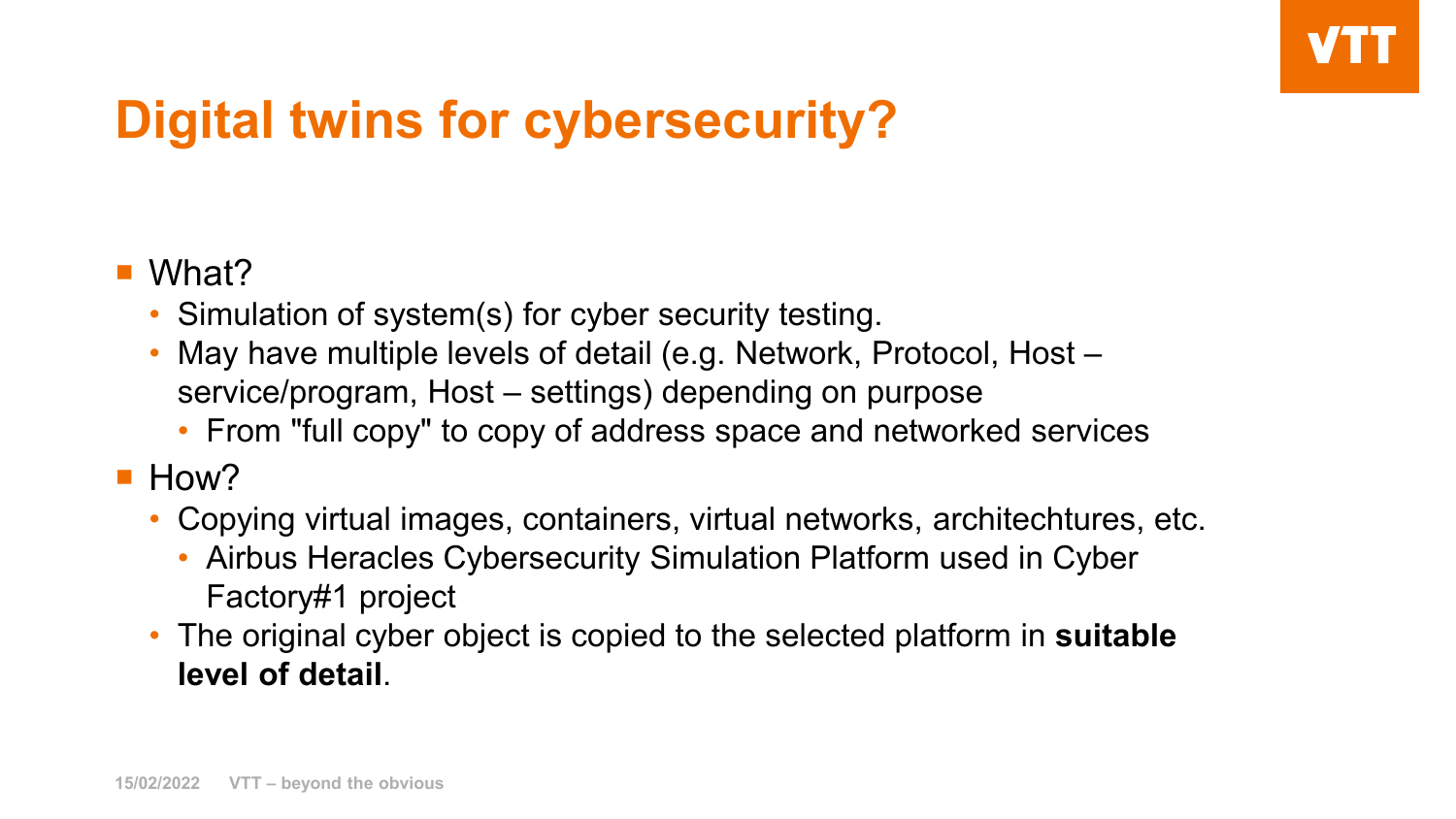# Digital twins for cybersecurity?

- What?
  - Simulation of system(s) for cyber security testing.
  - May have multiple levels of detail (e.g. Network, Protocol, Host – service/program, Host – settings) depending on purpose
    - From "full copy" to copy of address space and networked services
- How?
  - Copying virtual images, containers, virtual networks, architechtures, etc.
    - Airbus Heracles Cybersecurity Simulation Platform used in Cyber Factory#1 project
  - The original cyber object is copied to the selected platform in **suitable level of detail**.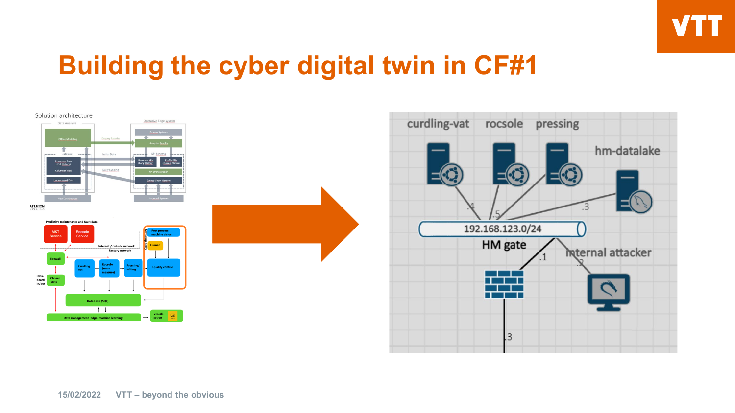# Building the cyber digital twin in CF#1

Solution architecture

curdling-vat rocsole pressing

hm-datalake

192.168.123.0/24

HM gate

Internal attacker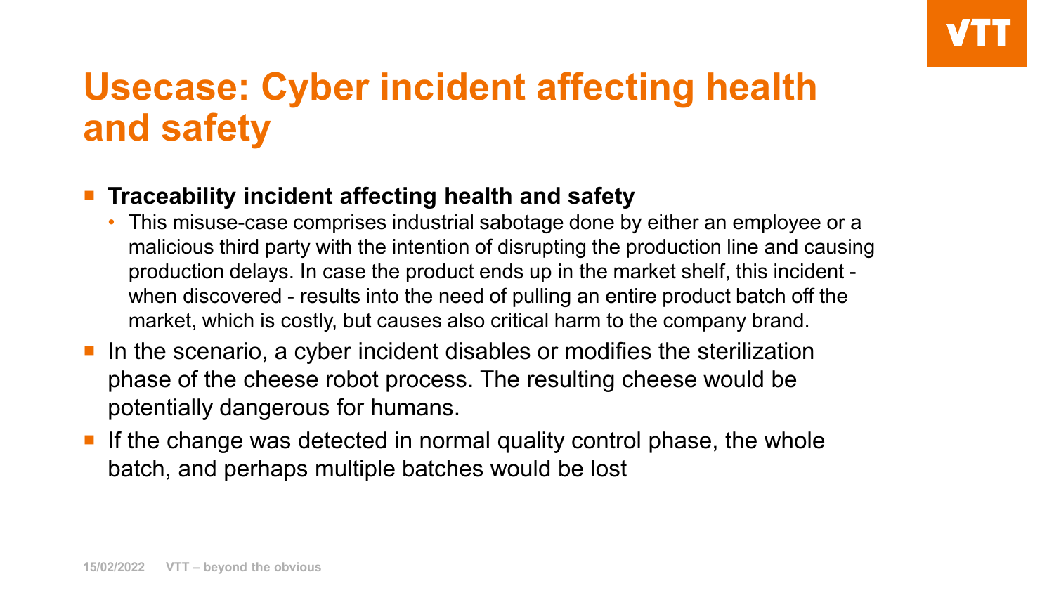# Usecase: Cyber incident affecting health and safety

- **Traceability incident affecting health and safety**
  - This misuse-case comprises industrial sabotage done by either an employee or a malicious third party with the intention of disrupting the production line and causing production delays. In case the product ends up in the market shelf, this incident - when discovered - results into the need of pulling an entire product batch off the market, which is costly, but causes also critical harm to the company brand.
- In the scenario, a cyber incident disables or modifies the sterilization phase of the cheese robot process. The resulting cheese would be potentially dangerous for humans.
- If the change was detected in normal quality control phase, the whole batch, and perhaps multiple batches would be lost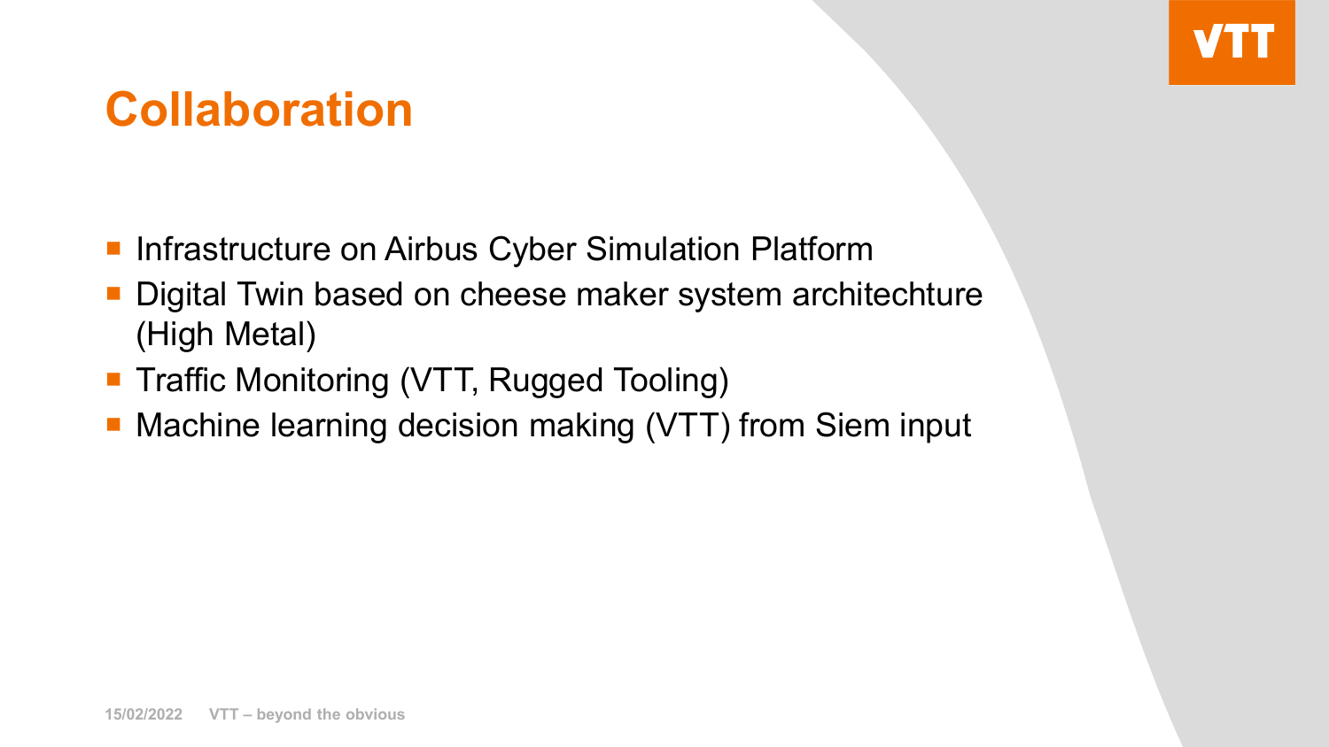# Collaboration

- Infrastructure on Airbus Cyber Simulation Platform
- Digital Twin based on cheese maker system architechture (High Metal)
- Traffic Monitoring (VTT, Rugged Tooling)
- Machine learning decision making (VTT) from Siem input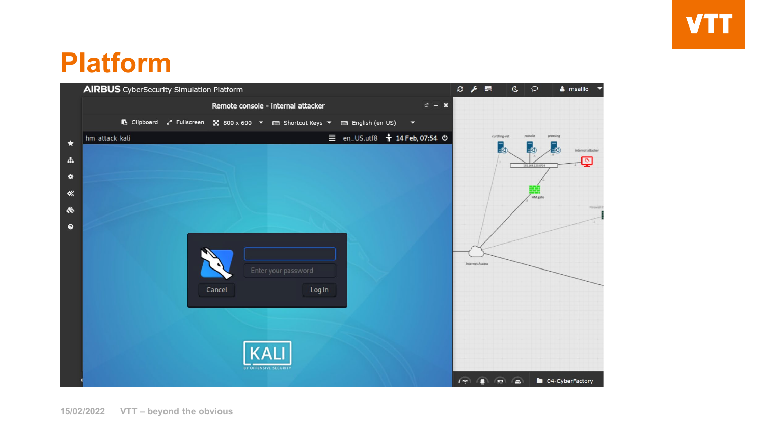# Platform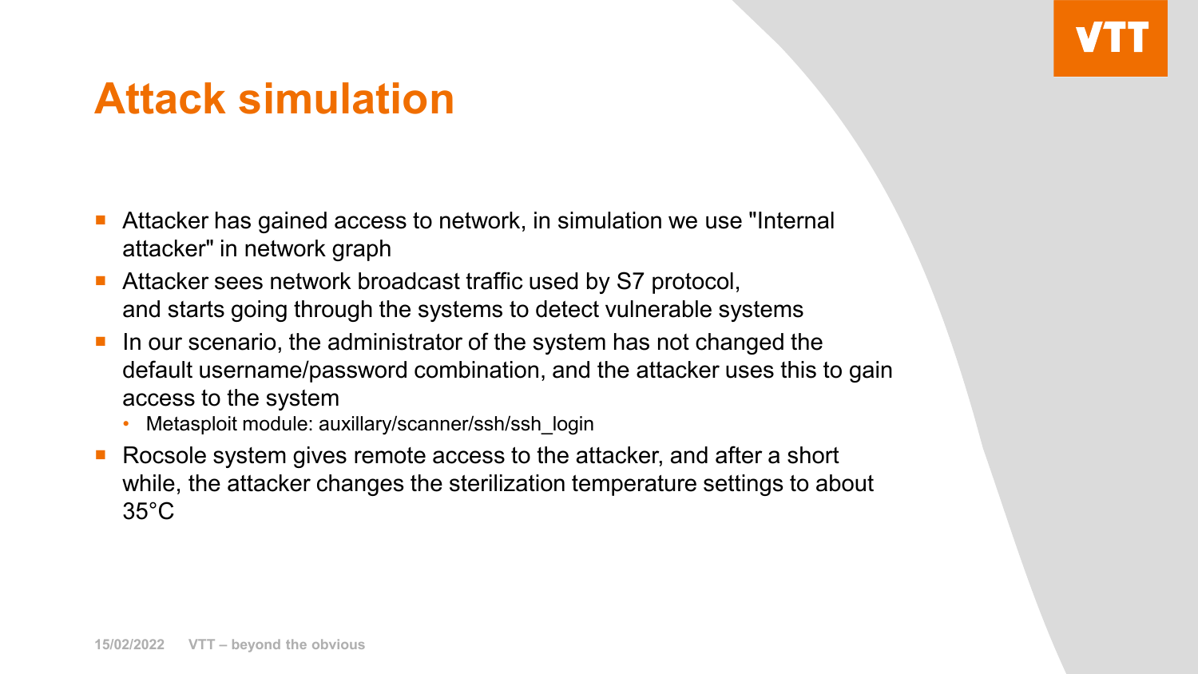# Attack simulation

- Attacker has gained access to network, in simulation we use "Internal attacker" in network graph
- Attacker sees network broadcast traffic used by S7 protocol, and starts going through the systems to detect vulnerable systems
- In our scenario, the administrator of the system has not changed the default username/password combination, and the attacker uses this to gain access to the system
  - Metasploit module: auxillary/scanner/ssh/ssh_login
- Rocsole system gives remote access to the attacker, and after a short while, the attacker changes the sterilization temperature settings to about 35°C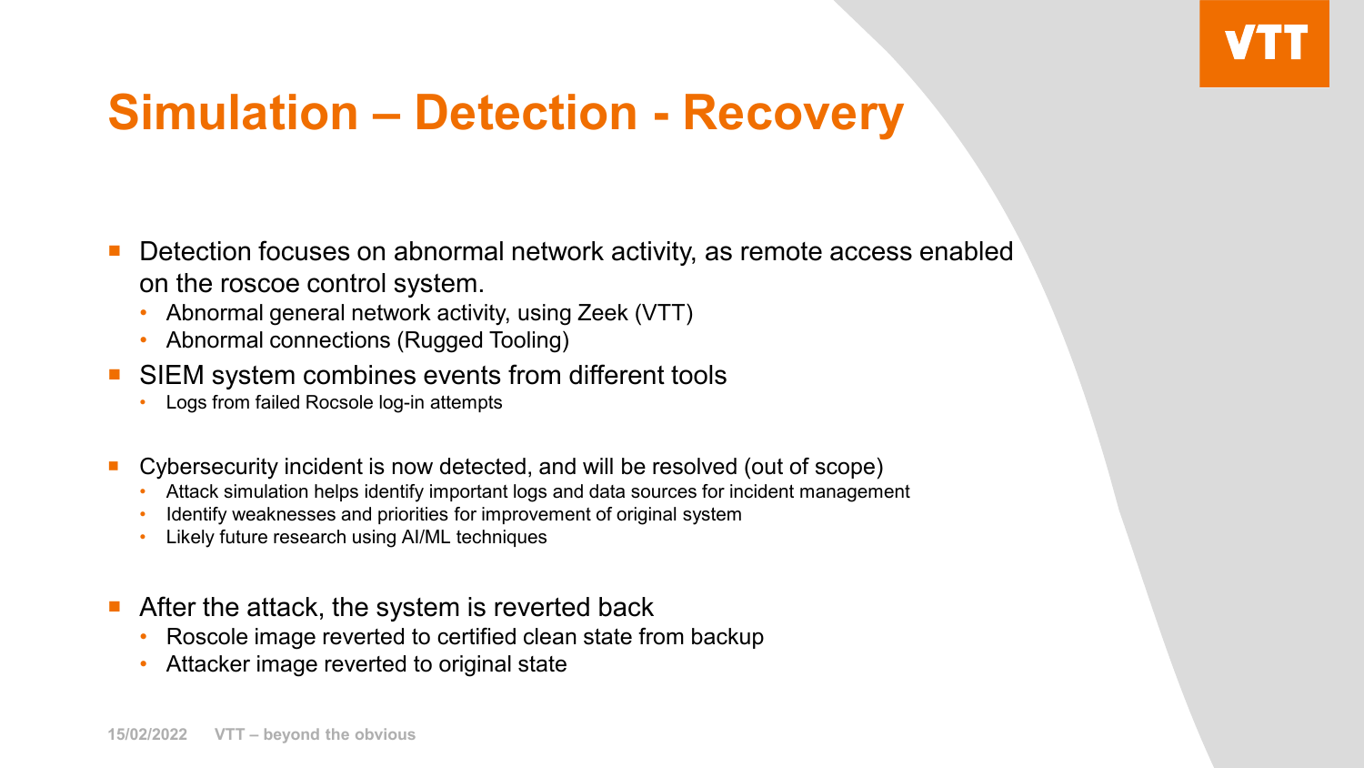# Simulation – Detection - Recovery

- Detection focuses on abnormal network activity, as remote access enabled on the roscoe control system.
  - Abnormal general network activity, using Zeek (VTT)
  - Abnormal connections (Rugged Tooling)
- SIEM system combines events from different tools
  - Logs from failed Rocsole log-in attempts
- Cybersecurity incident is now detected, and will be resolved (out of scope)
  - Attack simulation helps identify important logs and data sources for incident management
  - Identify weaknesses and priorities for improvement of original system
  - Likely future research using AI/ML techniques
- After the attack, the system is reverted back
  - Roscole image reverted to certified clean state from backup
  - Attacker image reverted to original state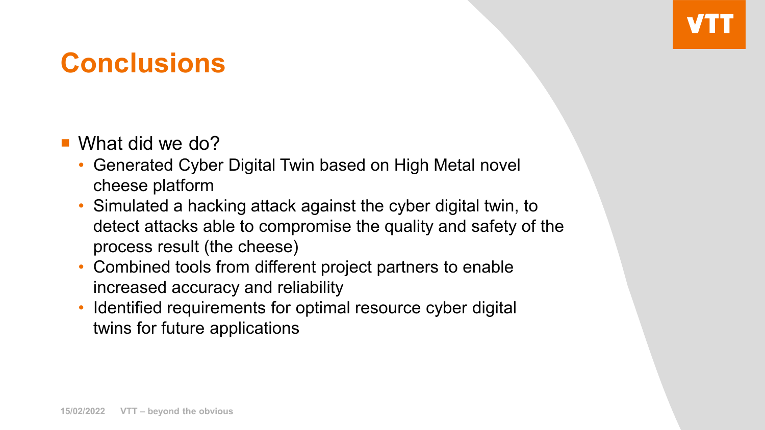# Conclusions

- What did we do?
  - Generated Cyber Digital Twin based on High Metal novel cheese platform
  - Simulated a hacking attack against the cyber digital twin, to detect attacks able to compromise the quality and safety of the process result (the cheese)
  - Combined tools from different project partners to enable increased accuracy and reliability
  - Identified requirements for optimal resource cyber digital twins for future applications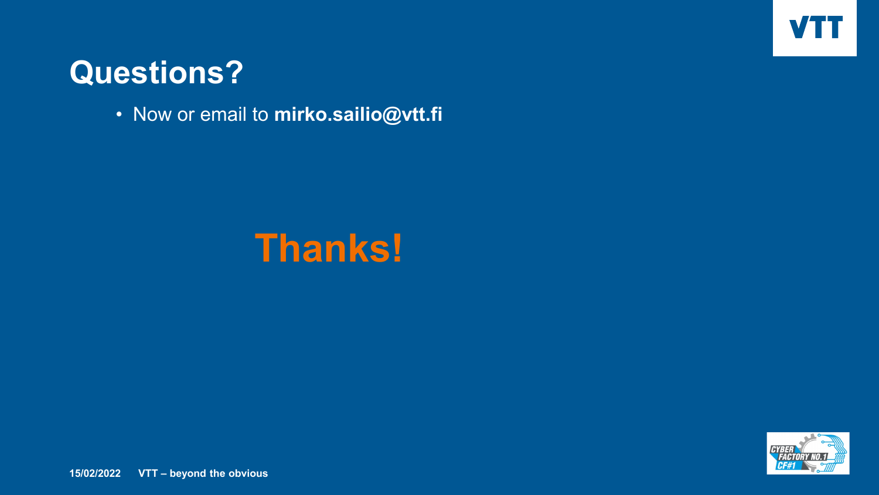# Questions?

- Now or email to **mirko.sailio@vtt.fi**

## Thanks!